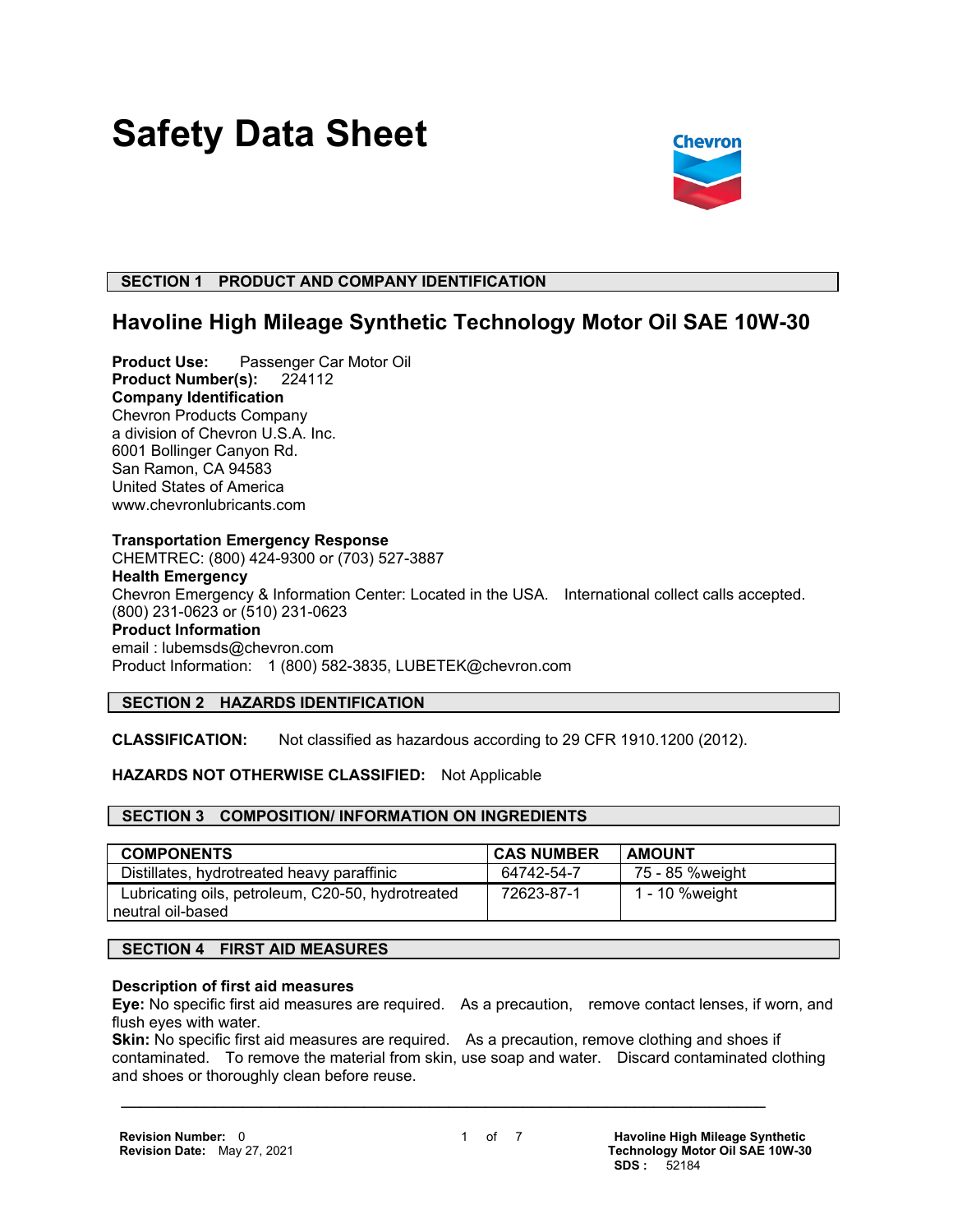# Safety Data Sheet

Chevron

## SECTION 1 PRODUCT AND COMPANY IDENTIFICATION

### Havoline High Mileage Synthetic Technology Motor Oil SAE 10W-30

**Product Use:** Passenger Car Motor Oil
**Product Number(s):** 224112
**Company Identification**
Chevron Products Company
a division of Chevron U.S.A. Inc.
6001 Bollinger Canyon Rd.
San Ramon, CA 94583
United States of America
www.chevronlubricants.com

**Transportation Emergency Response**
CHEMTREC: (800) 424-9300 or (703) 527-3887
**Health Emergency**
Chevron Emergency & Information Center: Located in the USA. International collect calls accepted. (800) 231-0623 or (510) 231-0623
**Product Information**
email : lubemsds@chevron.com
Product Information: 1 (800) 582-3835, LUBETEK@chevron.com

## SECTION 2 HAZARDS IDENTIFICATION

**CLASSIFICATION:** Not classified as hazardous according to 29 CFR 1910.1200 (2012).

**HAZARDS NOT OTHERWISE CLASSIFIED:** Not Applicable

## SECTION 3 COMPOSITION/ INFORMATION ON INGREDIENTS

| COMPONENTS | CAS NUMBER | AMOUNT |
| --- | --- | --- |
| Distillates, hydrotreated heavy paraffinic | 64742-54-7 | 75 - 85 %weight |
| Lubricating oils, petroleum, C20-50, hydrotreated neutral oil-based | 72623-87-1 | 1 - 10 %weight |

## SECTION 4 FIRST AID MEASURES

**Description of first aid measures**
**Eye:** No specific first aid measures are required. As a precaution, remove contact lenses, if worn, and flush eyes with water.
**Skin:** No specific first aid measures are required. As a precaution, remove clothing and shoes if contaminated. To remove the material from skin, use soap and water. Discard contaminated clothing and shoes or thoroughly clean before reuse.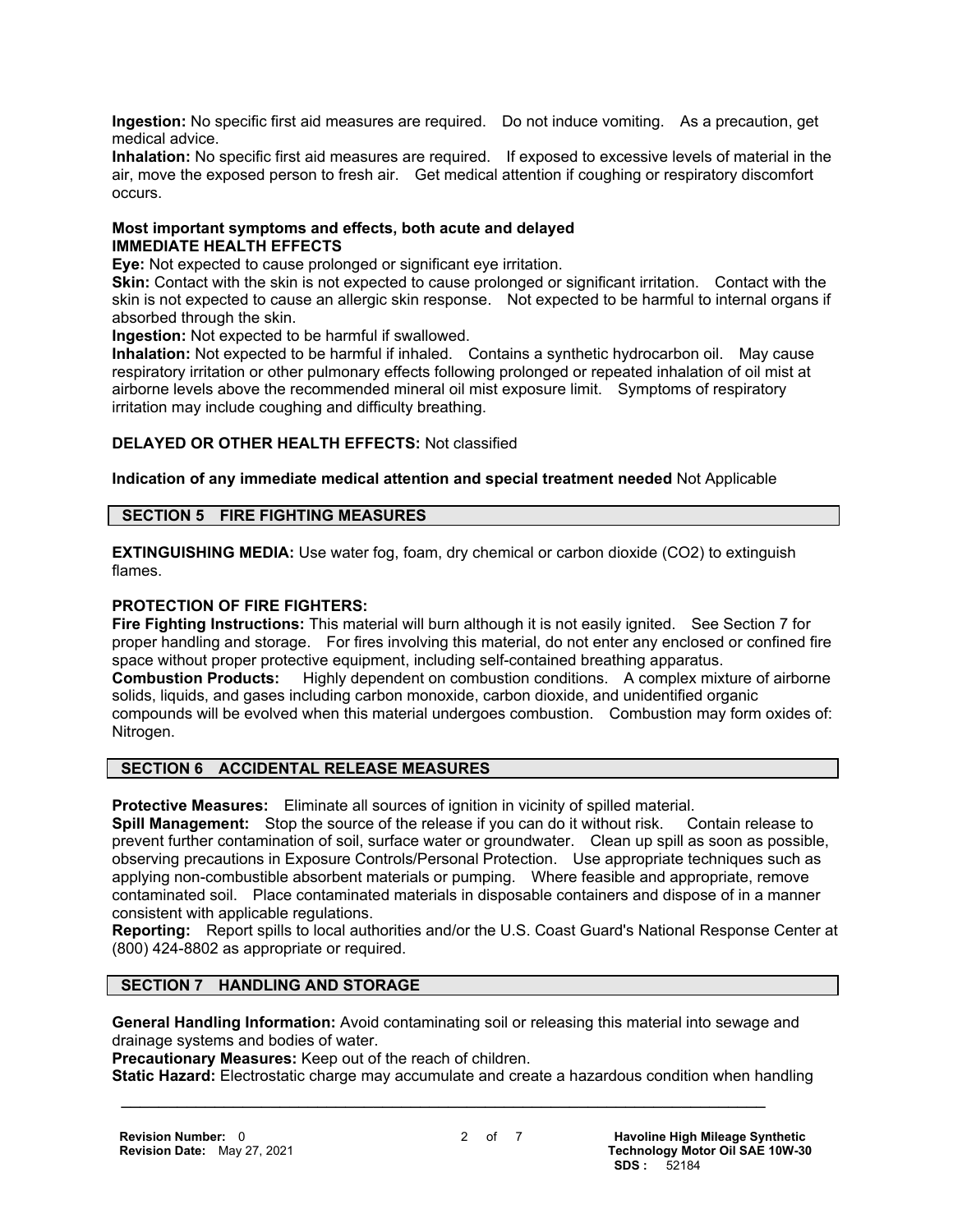**Ingestion:** No specific first aid measures are required. Do not induce vomiting. As a precaution, get medical advice.

**Inhalation:** No specific first aid measures are required. If exposed to excessive levels of material in the air, move the exposed person to fresh air. Get medical attention if coughing or respiratory discomfort occurs.

**Most important symptoms and effects, both acute and delayed**

**IMMEDIATE HEALTH EFFECTS**

**Eye:** Not expected to cause prolonged or significant eye irritation.

**Skin:** Contact with the skin is not expected to cause prolonged or significant irritation. Contact with the skin is not expected to cause an allergic skin response. Not expected to be harmful to internal organs if absorbed through the skin.

**Ingestion:** Not expected to be harmful if swallowed.

**Inhalation:** Not expected to be harmful if inhaled. Contains a synthetic hydrocarbon oil. May cause respiratory irritation or other pulmonary effects following prolonged or repeated inhalation of oil mist at airborne levels above the recommended mineral oil mist exposure limit. Symptoms of respiratory irritation may include coughing and difficulty breathing.

**DELAYED OR OTHER HEALTH EFFECTS:** Not classified

**Indication of any immediate medical attention and special treatment needed** Not Applicable

## SECTION 5 FIRE FIGHTING MEASURES

**EXTINGUISHING MEDIA:** Use water fog, foam, dry chemical or carbon dioxide ($CO_2$) to extinguish flames.

**PROTECTION OF FIRE FIGHTERS:**

**Fire Fighting Instructions:** This material will burn although it is not easily ignited. See Section 7 for proper handling and storage. For fires involving this material, do not enter any enclosed or confined fire space without proper protective equipment, including self-contained breathing apparatus.

**Combustion Products:** Highly dependent on combustion conditions. A complex mixture of airborne solids, liquids, and gases including carbon monoxide, carbon dioxide, and unidentified organic compounds will be evolved when this material undergoes combustion. Combustion may form oxides of: Nitrogen.

## SECTION 6 ACCIDENTAL RELEASE MEASURES

**Protective Measures:** Eliminate all sources of ignition in vicinity of spilled material.

**Spill Management:** Stop the source of the release if you can do it without risk. Contain release to prevent further contamination of soil, surface water or groundwater. Clean up spill as soon as possible, observing precautions in Exposure Controls/Personal Protection. Use appropriate techniques such as applying non-combustible absorbent materials or pumping. Where feasible and appropriate, remove contaminated soil. Place contaminated materials in disposable containers and dispose of in a manner consistent with applicable regulations.

**Reporting:** Report spills to local authorities and/or the U.S. Coast Guard's National Response Center at (800) 424-8802 as appropriate or required.

## SECTION 7 HANDLING AND STORAGE

**General Handling Information:** Avoid contaminating soil or releasing this material into sewage and drainage systems and bodies of water.

**Precautionary Measures:** Keep out of the reach of children.

**Static Hazard:** Electrostatic charge may accumulate and create a hazardous condition when handling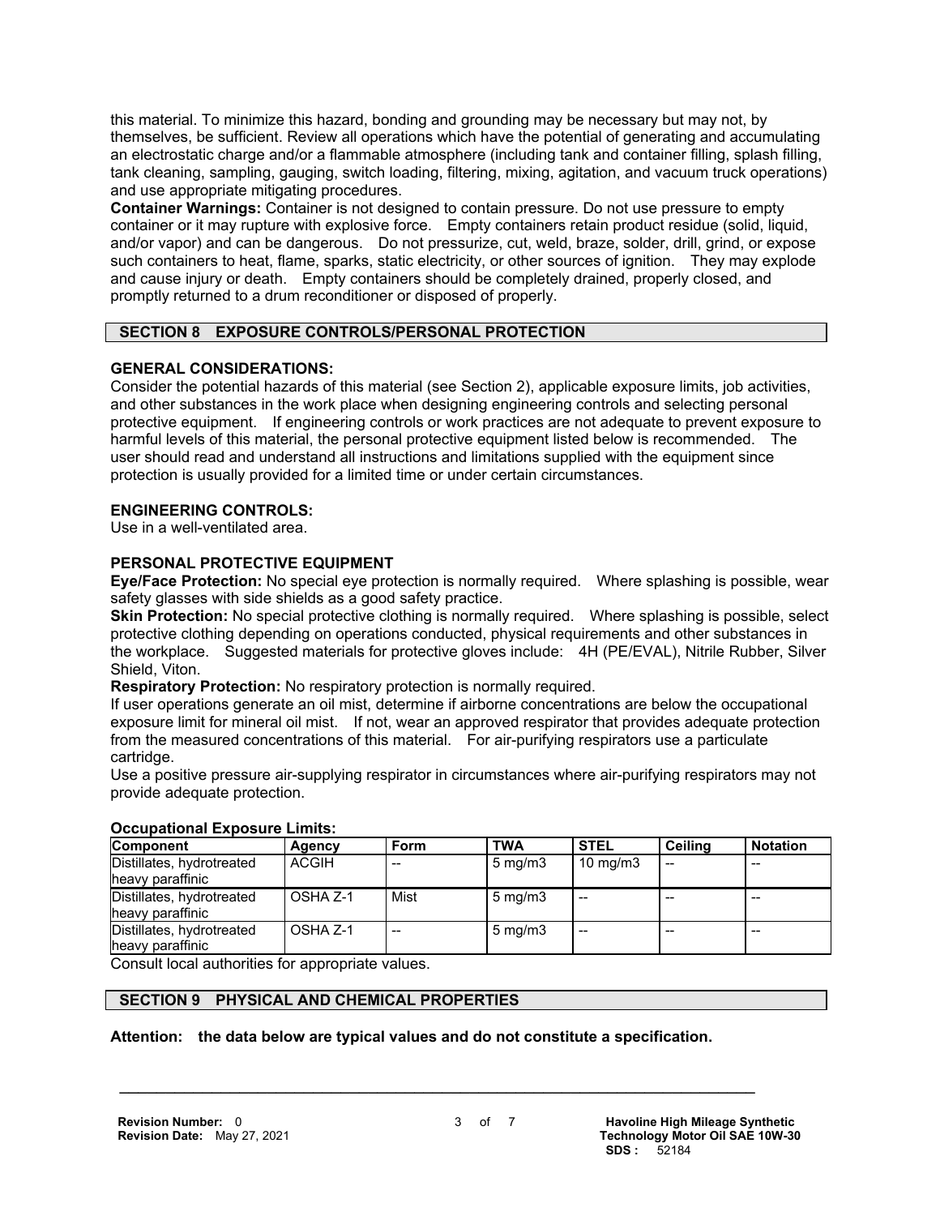this material. To minimize this hazard, bonding and grounding may be necessary but may not, by themselves, be sufficient. Review all operations which have the potential of generating and accumulating an electrostatic charge and/or a flammable atmosphere (including tank and container filling, splash filling, tank cleaning, sampling, gauging, switch loading, filtering, mixing, agitation, and vacuum truck operations) and use appropriate mitigating procedures.

**Container Warnings:** Container is not designed to contain pressure. Do not use pressure to empty container or it may rupture with explosive force. Empty containers retain product residue (solid, liquid, and/or vapor) and can be dangerous. Do not pressurize, cut, weld, braze, solder, drill, grind, or expose such containers to heat, flame, sparks, static electricity, or other sources of ignition. They may explode and cause injury or death. Empty containers should be completely drained, properly closed, and promptly returned to a drum reconditioner or disposed of properly.

## SECTION 8 EXPOSURE CONTROLS/PERSONAL PROTECTION

**GENERAL CONSIDERATIONS:**

Consider the potential hazards of this material (see Section 2), applicable exposure limits, job activities, and other substances in the work place when designing engineering controls and selecting personal protective equipment. If engineering controls or work practices are not adequate to prevent exposure to harmful levels of this material, the personal protective equipment listed below is recommended. The user should read and understand all instructions and limitations supplied with the equipment since protection is usually provided for a limited time or under certain circumstances.

**ENGINEERING CONTROLS:**

Use in a well-ventilated area.

**PERSONAL PROTECTIVE EQUIPMENT**

**Eye/Face Protection:** No special eye protection is normally required. Where splashing is possible, wear safety glasses with side shields as a good safety practice.

**Skin Protection:** No special protective clothing is normally required. Where splashing is possible, select protective clothing depending on operations conducted, physical requirements and other substances in the workplace. Suggested materials for protective gloves include: 4H (PE/EVAL), Nitrile Rubber, Silver Shield, Viton.

**Respiratory Protection:** No respiratory protection is normally required.

If user operations generate an oil mist, determine if airborne concentrations are below the occupational exposure limit for mineral oil mist. If not, wear an approved respirator that provides adequate protection from the measured concentrations of this material. For air-purifying respirators use a particulate cartridge.

Use a positive pressure air-supplying respirator in circumstances where air-purifying respirators may not provide adequate protection.

**Occupational Exposure Limits:**

| Component | Agency | Form | TWA | STEL | Ceiling | Notation |
|---|---|---|---|---|---|---|
| Distillates, hydrotreated heavy paraffinic | ACGIH | -- | 5 mg/m3 | 10 mg/m3 | -- | -- |
| Distillates, hydrotreated heavy paraffinic | OSHA Z-1 | Mist | 5 mg/m3 | -- | -- | -- |
| Distillates, hydrotreated heavy paraffinic | OSHA Z-1 | -- | 5 mg/m3 | -- | -- | -- |

Consult local authorities for appropriate values.

## SECTION 9 PHYSICAL AND CHEMICAL PROPERTIES

**Attention: the data below are typical values and do not constitute a specification.**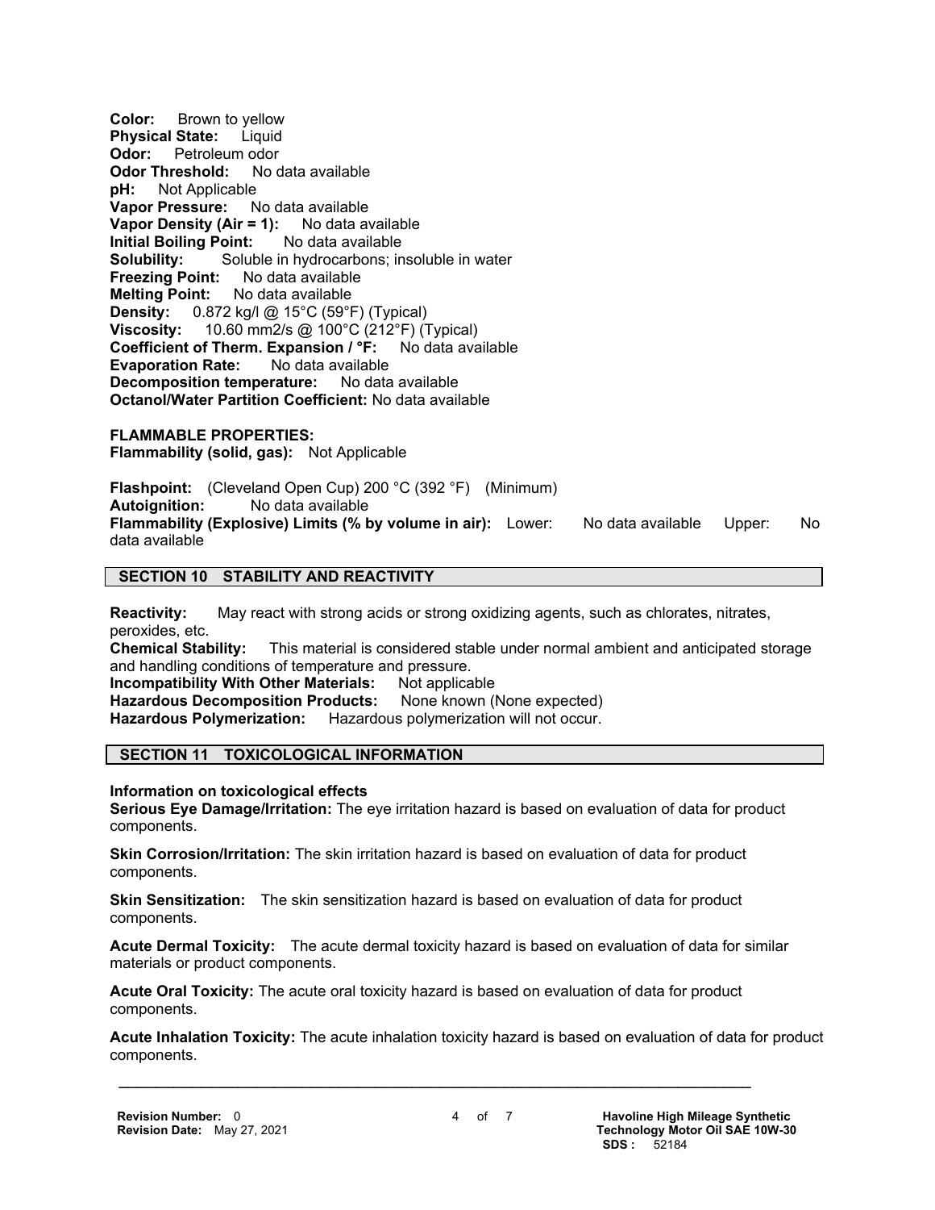**Color:** Brown to yellow
**Physical State:** Liquid
**Odor:** Petroleum odor
**Odor Threshold:** No data available
**pH:** Not Applicable
**Vapor Pressure:** No data available
**Vapor Density (Air = 1):** No data available
**Initial Boiling Point:** No data available
**Solubility:** Soluble in hydrocarbons; insoluble in water
**Freezing Point:** No data available
**Melting Point:** No data available
**Density:** 0.872 kg/l @ 15°C (59°F) (Typical)
**Viscosity:** 10.60 mm2/s @ 100°C (212°F) (Typical)
**Coefficient of Therm. Expansion / °F:** No data available
**Evaporation Rate:** No data available
**Decomposition temperature:** No data available
**Octanol/Water Partition Coefficient:** No data available

**FLAMMABLE PROPERTIES:**
**Flammability (solid, gas):** Not Applicable

**Flashpoint:** (Cleveland Open Cup) 200 °C (392 °F) (Minimum)
**Autoignition:** No data available
**Flammability (Explosive) Limits (% by volume in air):** Lower: No data available Upper: No data available

## SECTION 10 STABILITY AND REACTIVITY

**Reactivity:** May react with strong acids or strong oxidizing agents, such as chlorates, nitrates, peroxides, etc.
**Chemical Stability:** This material is considered stable under normal ambient and anticipated storage and handling conditions of temperature and pressure.
**Incompatibility With Other Materials:** Not applicable
**Hazardous Decomposition Products:** None known (None expected)
**Hazardous Polymerization:** Hazardous polymerization will not occur.

## SECTION 11 TOXICOLOGICAL INFORMATION

**Information on toxicological effects**
**Serious Eye Damage/Irritation:** The eye irritation hazard is based on evaluation of data for product components.

**Skin Corrosion/Irritation:** The skin irritation hazard is based on evaluation of data for product components.

**Skin Sensitization:** The skin sensitization hazard is based on evaluation of data for product components.

**Acute Dermal Toxicity:** The acute dermal toxicity hazard is based on evaluation of data for similar materials or product components.

**Acute Oral Toxicity:** The acute oral toxicity hazard is based on evaluation of data for product components.

**Acute Inhalation Toxicity:** The acute inhalation toxicity hazard is based on evaluation of data for product components.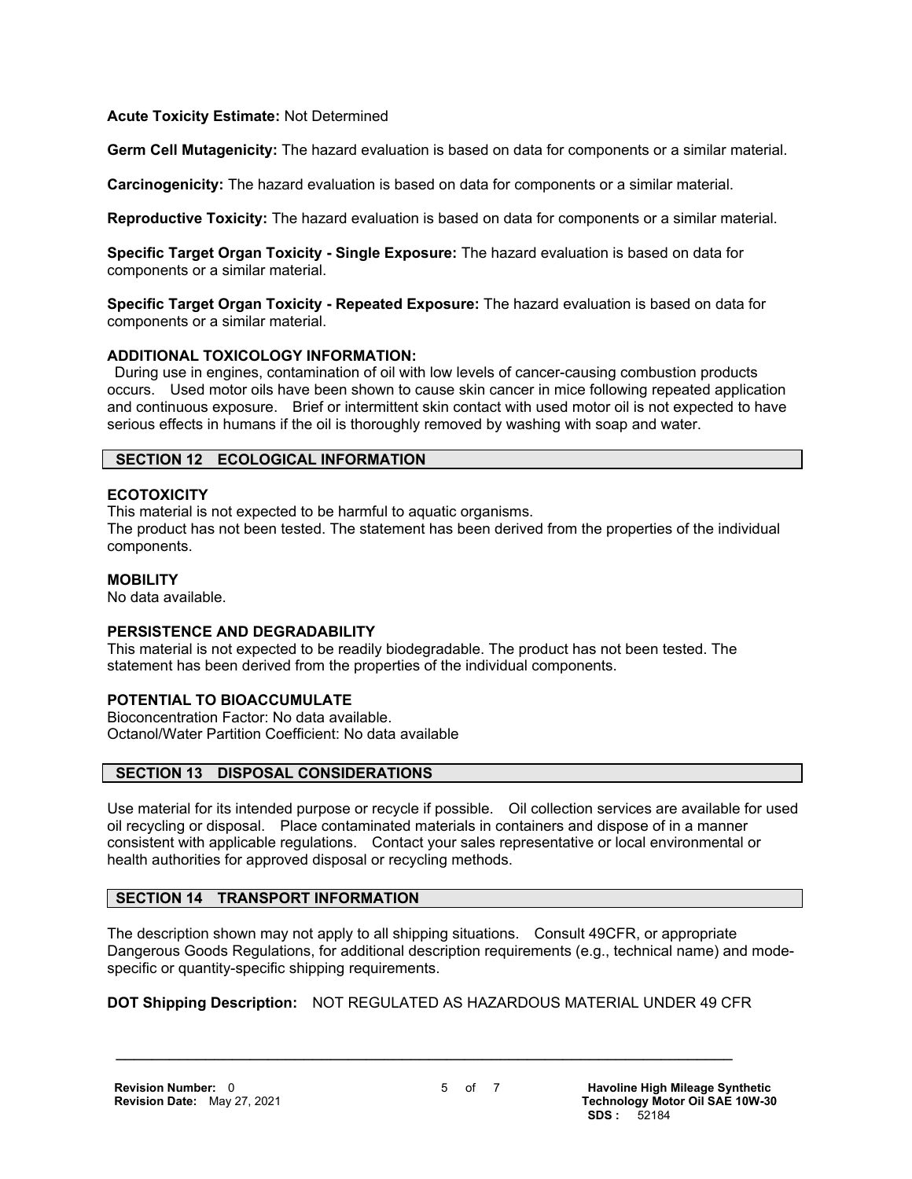**Acute Toxicity Estimate:** Not Determined

**Germ Cell Mutagenicity:** The hazard evaluation is based on data for components or a similar material.

**Carcinogenicity:** The hazard evaluation is based on data for components or a similar material.

**Reproductive Toxicity:** The hazard evaluation is based on data for components or a similar material.

**Specific Target Organ Toxicity - Single Exposure:** The hazard evaluation is based on data for components or a similar material.

**Specific Target Organ Toxicity - Repeated Exposure:** The hazard evaluation is based on data for components or a similar material.

**ADDITIONAL TOXICOLOGY INFORMATION:**

During use in engines, contamination of oil with low levels of cancer-causing combustion products occurs. Used motor oils have been shown to cause skin cancer in mice following repeated application and continuous exposure. Brief or intermittent skin contact with used motor oil is not expected to have serious effects in humans if the oil is thoroughly removed by washing with soap and water.

## SECTION 12 ECOLOGICAL INFORMATION

**ECOTOXICITY**

This material is not expected to be harmful to aquatic organisms.
The product has not been tested. The statement has been derived from the properties of the individual components.

**MOBILITY**

No data available.

**PERSISTENCE AND DEGRADABILITY**

This material is not expected to be readily biodegradable. The product has not been tested. The statement has been derived from the properties of the individual components.

**POTENTIAL TO BIOACCUMULATE**

Bioconcentration Factor: No data available.
Octanol/Water Partition Coefficient: No data available

## SECTION 13 DISPOSAL CONSIDERATIONS

Use material for its intended purpose or recycle if possible. Oil collection services are available for used oil recycling or disposal. Place contaminated materials in containers and dispose of in a manner consistent with applicable regulations. Contact your sales representative or local environmental or health authorities for approved disposal or recycling methods.

## SECTION 14 TRANSPORT INFORMATION

The description shown may not apply to all shipping situations. Consult 49CFR, or appropriate Dangerous Goods Regulations, for additional description requirements (e.g., technical name) and mode-specific or quantity-specific shipping requirements.

**DOT Shipping Description:** NOT REGULATED AS HAZARDOUS MATERIAL UNDER 49 CFR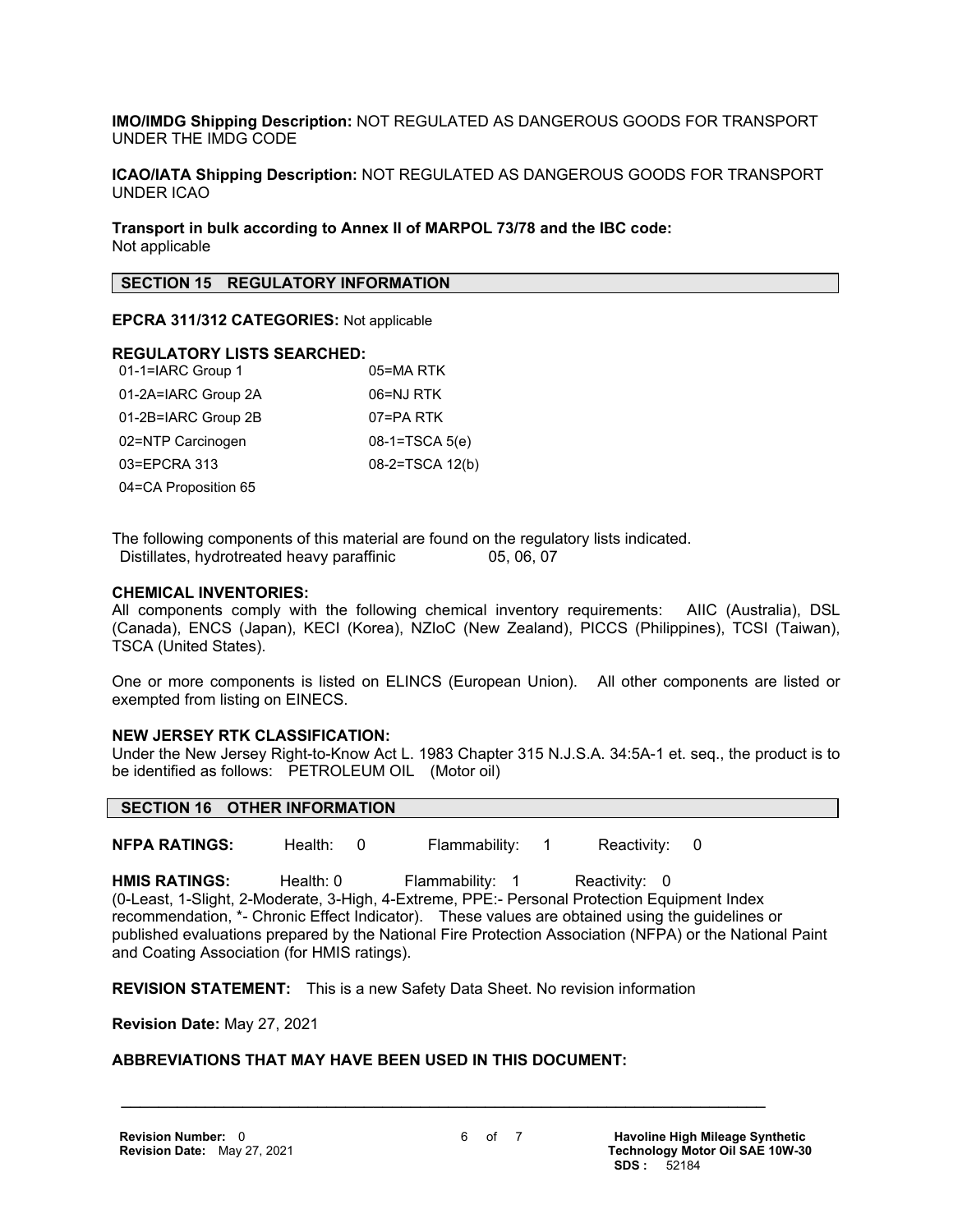**IMO/IMDG Shipping Description:** NOT REGULATED AS DANGEROUS GOODS FOR TRANSPORT UNDER THE IMDG CODE

**ICAO/IATA Shipping Description:** NOT REGULATED AS DANGEROUS GOODS FOR TRANSPORT UNDER ICAO

**Transport in bulk according to Annex II of MARPOL 73/78 and the IBC code:**
Not applicable

## SECTION 15 REGULATORY INFORMATION

**EPCRA 311/312 CATEGORIES:** Not applicable

**REGULATORY LISTS SEARCHED:**

| | |
|---|---|
| 01-1=IARC Group 1 | 05=MA RTK |
| 01-2A=IARC Group 2A | 06=NJ RTK |
| 01-2B=IARC Group 2B | 07=PA RTK |
| 02=NTP Carcinogen | 08-1=TSCA 5(e) |
| 03=EPCRA 313 | 08-2=TSCA 12(b) |
| 04=CA Proposition 65 | |

The following components of this material are found on the regulatory lists indicated.
Distillates, hydrotreated heavy paraffinic 05, 06, 07

**CHEMICAL INVENTORIES:**
All components comply with the following chemical inventory requirements: AIIC (Australia), DSL (Canada), ENCS (Japan), KECI (Korea), NZIoC (New Zealand), PICCS (Philippines), TCSI (Taiwan), TSCA (United States).

One or more components is listed on ELINCS (European Union). All other components are listed or exempted from listing on EINECS.

**NEW JERSEY RTK CLASSIFICATION:**
Under the New Jersey Right-to-Know Act L. 1983 Chapter 315 N.J.S.A. 34:5A-1 et. seq., the product is to be identified as follows: PETROLEUM OIL (Motor oil)

## SECTION 16 OTHER INFORMATION

**NFPA RATINGS:** Health: 0 Flammability: 1 Reactivity: 0

**HMIS RATINGS:** Health: 0 Flammability: 1 Reactivity: 0
(0-Least, 1-Slight, 2-Moderate, 3-High, 4-Extreme, PPE:- Personal Protection Equipment Index recommendation, *- Chronic Effect Indicator). These values are obtained using the guidelines or published evaluations prepared by the National Fire Protection Association (NFPA) or the National Paint and Coating Association (for HMIS ratings).

**REVISION STATEMENT:** This is a new Safety Data Sheet. No revision information

**Revision Date:** May 27, 2021

**ABBREVIATIONS THAT MAY HAVE BEEN USED IN THIS DOCUMENT:**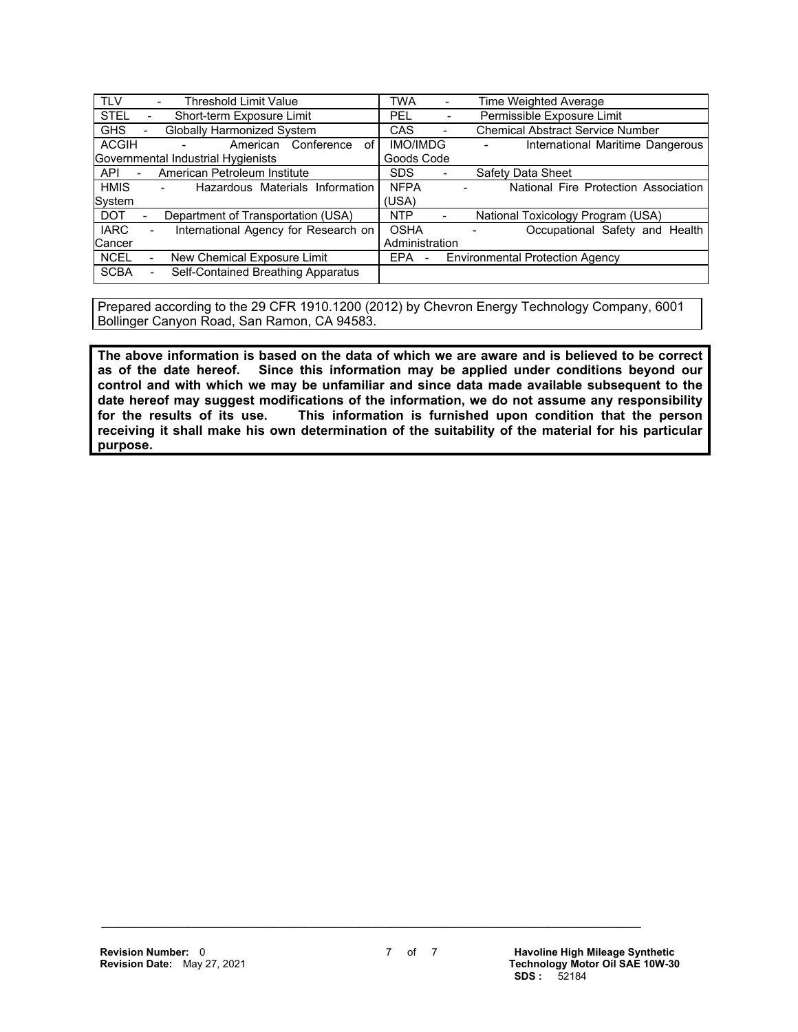| | |
|---|---|
| TLV - Threshold Limit Value | TWA - Time Weighted Average |
| STEL - Short-term Exposure Limit | PEL - Permissible Exposure Limit |
| GHS - Globally Harmonized System | CAS - Chemical Abstract Service Number |
| ACGIH - American Conference of Governmental Industrial Hygienists | IMO/IMDG - International Maritime Dangerous Goods Code |
| API - American Petroleum Institute | SDS - Safety Data Sheet |
| HMIS - Hazardous Materials Information System | NFPA - National Fire Protection Association (USA) |
| DOT - Department of Transportation (USA) | NTP - National Toxicology Program (USA) |
| IARC - International Agency for Research on Cancer | OSHA - Occupational Safety and Health Administration |
| NCEL - New Chemical Exposure Limit | EPA - Environmental Protection Agency |
| SCBA - Self-Contained Breathing Apparatus | |

Prepared according to the 29 CFR 1910.1200 (2012) by Chevron Energy Technology Company, 6001 Bollinger Canyon Road, San Ramon, CA 94583.

**The above information is based on the data of which we are aware and is believed to be correct as of the date hereof. Since this information may be applied under conditions beyond our control and with which we may be unfamiliar and since data made available subsequent to the date hereof may suggest modifications of the information, we do not assume any responsibility for the results of its use. This information is furnished upon condition that the person receiving it shall make his own determination of the suitability of the material for his particular purpose.**

**Revision Number:** 0
**Revision Date:** May 27, 2021

**Havoline High Mileage Synthetic Technology Motor Oil SAE 10W-30**
**SDS :** 52184